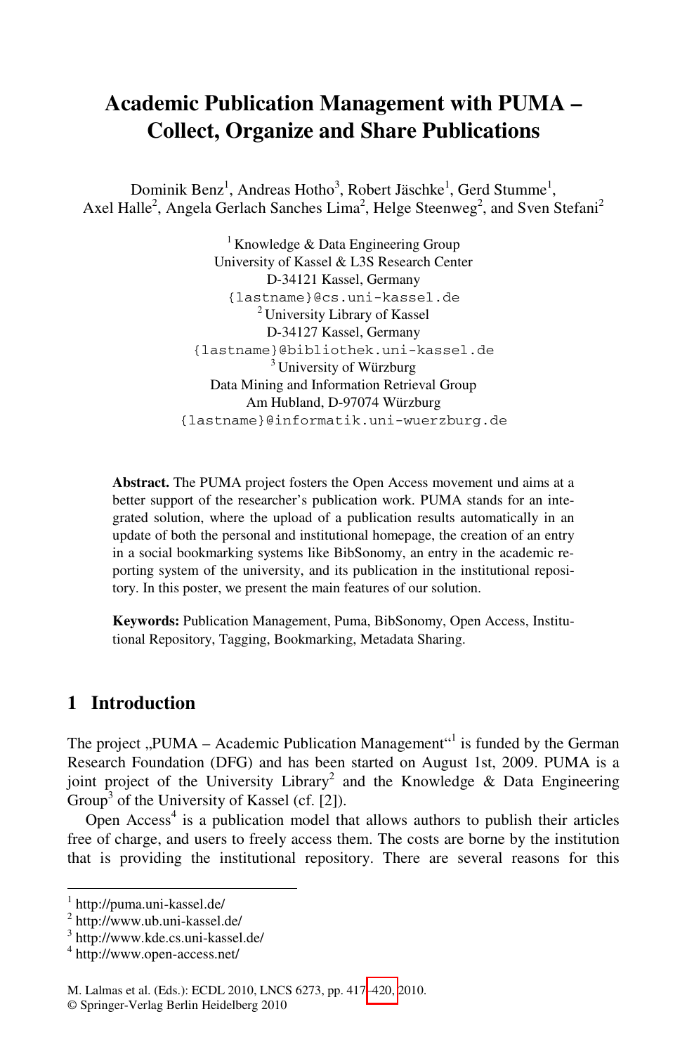# Academic Publication Management with PUMA – Collect, Organize and Share Publications

Dominik Benz[1], Andreas Hotho[3], Robert Jäschke[1], Gerd Stumme[1], Axel Halle[2], Angela Gerlach Sanches Lima[2], Helge Steenweg[2], and Sven Stefani[2]

[1] Knowledge & Data Engineering Group
University of Kassel & L3S Research Center
D-34121 Kassel, Germany
{lastname}@cs.uni-kassel.de

[2] University Library of Kassel
D-34127 Kassel, Germany
{lastname}@bibliothek.uni-kassel.de

[3] University of Würzburg
Data Mining and Information Retrieval Group
Am Hubland, D-97074 Würzburg
{lastname}@informatik.uni-wuerzburg.de

**Abstract.** The PUMA project fosters the Open Access movement und aims at a better support of the researcher's publication work. PUMA stands for an integrated solution, where the upload of a publication results automatically in an update of both the personal and institutional homepage, the creation of an entry in a social bookmarking systems like BibSonomy, an entry in the academic reporting system of the university, and its publication in the institutional repository. In this poster, we present the main features of our solution.

**Keywords:** Publication Management, Puma, BibSonomy, Open Access, Institutional Repository, Tagging, Bookmarking, Metadata Sharing.

## 1 Introduction

The project „PUMA – Academic Publication Management"[1] is funded by the German Research Foundation (DFG) and has been started on August 1st, 2009. PUMA is a joint project of the University Library[2] and the Knowledge & Data Engineering Group[3] of the University of Kassel (cf. [2]).

Open Access[4] is a publication model that allows authors to publish their articles free of charge, and users to freely access them. The costs are borne by the institution that is providing the institutional repository. There are several reasons for this

---

[1] http://puma.uni-kassel.de/
[2] http://www.ub.uni-kassel.de/
[3] http://www.kde.cs.uni-kassel.de/
[4] http://www.open-access.net/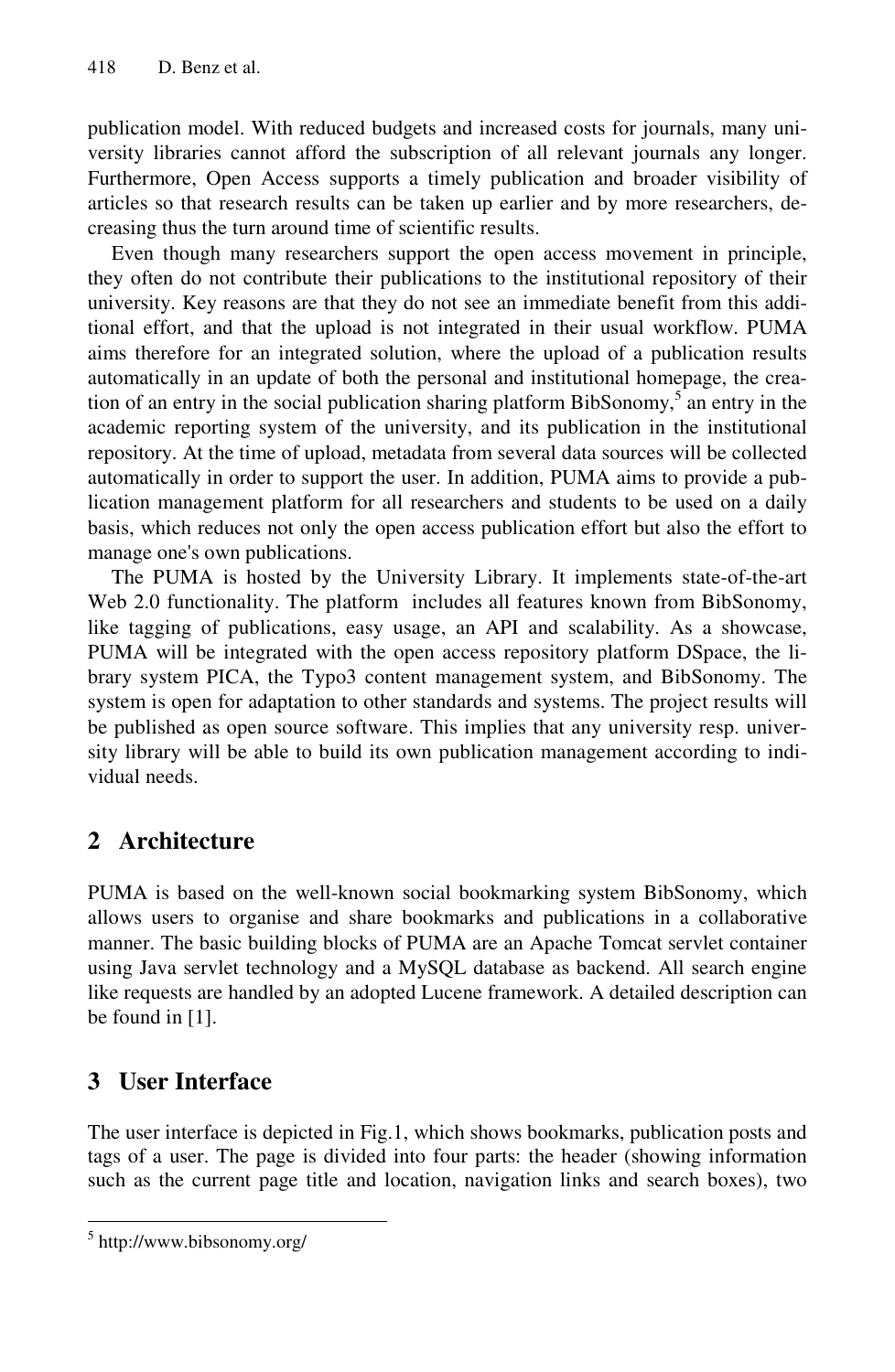publication model. With reduced budgets and increased costs for journals, many university libraries cannot afford the subscription of all relevant journals any longer. Furthermore, Open Access supports a timely publication and broader visibility of articles so that research results can be taken up earlier and by more researchers, decreasing thus the turn around time of scientific results.

Even though many researchers support the open access movement in principle, they often do not contribute their publications to the institutional repository of their university. Key reasons are that they do not see an immediate benefit from this additional effort, and that the upload is not integrated in their usual workflow. PUMA aims therefore for an integrated solution, where the upload of a publication results automatically in an update of both the personal and institutional homepage, the creation of an entry in the social publication sharing platform BibSonomy,[5] an entry in the academic reporting system of the university, and its publication in the institutional repository. At the time of upload, metadata from several data sources will be collected automatically in order to support the user. In addition, PUMA aims to provide a publication management platform for all researchers and students to be used on a daily basis, which reduces not only the open access publication effort but also the effort to manage one's own publications.

The PUMA is hosted by the University Library. It implements state-of-the-art Web 2.0 functionality. The platform includes all features known from BibSonomy, like tagging of publications, easy usage, an API and scalability. As a showcase, PUMA will be integrated with the open access repository platform DSpace, the library system PICA, the Typo3 content management system, and BibSonomy. The system is open for adaptation to other standards and systems. The project results will be published as open source software. This implies that any university resp. university library will be able to build its own publication management according to individual needs.

## 2 Architecture

PUMA is based on the well-known social bookmarking system BibSonomy, which allows users to organise and share bookmarks and publications in a collaborative manner. The basic building blocks of PUMA are an Apache Tomcat servlet container using Java servlet technology and a MySQL database as backend. All search engine like requests are handled by an adopted Lucene framework. A detailed description can be found in [1].

## 3 User Interface

The user interface is depicted in Fig.1, which shows bookmarks, publication posts and tags of a user. The page is divided into four parts: the header (showing information such as the current page title and location, navigation links and search boxes), two

---

[5] http://www.bibsonomy.org/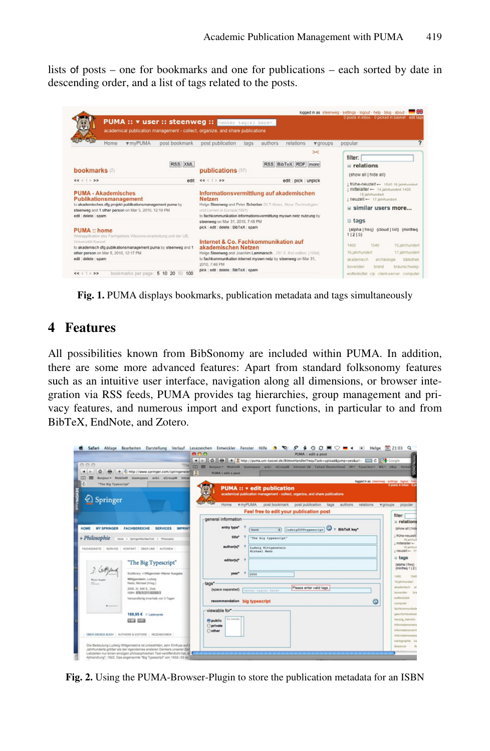lists of posts – one for bookmarks and one for publications – each sorted by date in descending order, and a list of tags related to the posts.

**Fig. 1.** PUMA displays bookmarks, publication metadata and tags simultaneously

## 4 Features

All possibilities known from BibSonomy are included within PUMA. In addition, there are some more advanced features: Apart from standard folksonomy features such as an intuitive user interface, navigation along all dimensions, or browser integration via RSS feeds, PUMA provides tag hierarchies, group management and privacy features, and numerous import and export functions, in particular to and from BibTeX, EndNote, and Zotero.

**Fig. 2.** Using the PUMA-Browser-Plugin to store the publication metadata for an ISBN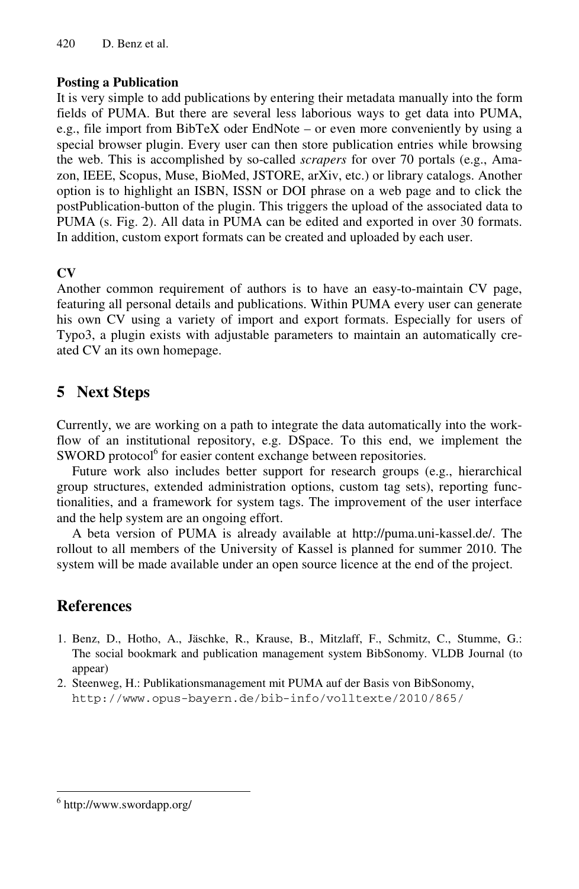### Posting a Publication

It is very simple to add publications by entering their metadata manually into the form fields of PUMA. But there are several less laborious ways to get data into PUMA, e.g., file import from BibTeX oder EndNote – or even more conveniently by using a special browser plugin. Every user can then store publication entries while browsing the web. This is accomplished by so-called *scrapers* for over 70 portals (e.g., Amazon, IEEE, Scopus, Muse, BioMed, JSTORE, arXiv, etc.) or library catalogs. Another option is to highlight an ISBN, ISSN or DOI phrase on a web page and to click the postPublication-button of the plugin. This triggers the upload of the associated data to PUMA (s. Fig. 2). All data in PUMA can be edited and exported in over 30 formats. In addition, custom export formats can be created and uploaded by each user.

### CV

Another common requirement of authors is to have an easy-to-maintain CV page, featuring all personal details and publications. Within PUMA every user can generate his own CV using a variety of import and export formats. Especially for users of Typo3, a plugin exists with adjustable parameters to maintain an automatically created CV an its own homepage.

## 5 Next Steps

Currently, we are working on a path to integrate the data automatically into the workflow of an institutional repository, e.g. DSpace. To this end, we implement the SWORD protocol[6] for easier content exchange between repositories.

Future work also includes better support for research groups (e.g., hierarchical group structures, extended administration options, custom tag sets), reporting functionalities, and a framework for system tags. The improvement of the user interface and the help system are an ongoing effort.

A beta version of PUMA is already available at http://puma.uni-kassel.de/. The rollout to all members of the University of Kassel is planned for summer 2010. The system will be made available under an open source licence at the end of the project.

## References

1. Benz, D., Hotho, A., Jäschke, R., Krause, B., Mitzlaff, F., Schmitz, C., Stumme, G.: The social bookmark and publication management system BibSonomy. VLDB Journal (to appear)
2. Steenweg, H.: Publikationsmanagement mit PUMA auf der Basis von BibSonomy, http://www.opus-bayern.de/bib-info/volltexte/2010/865/

---

[6] http://www.swordapp.org/